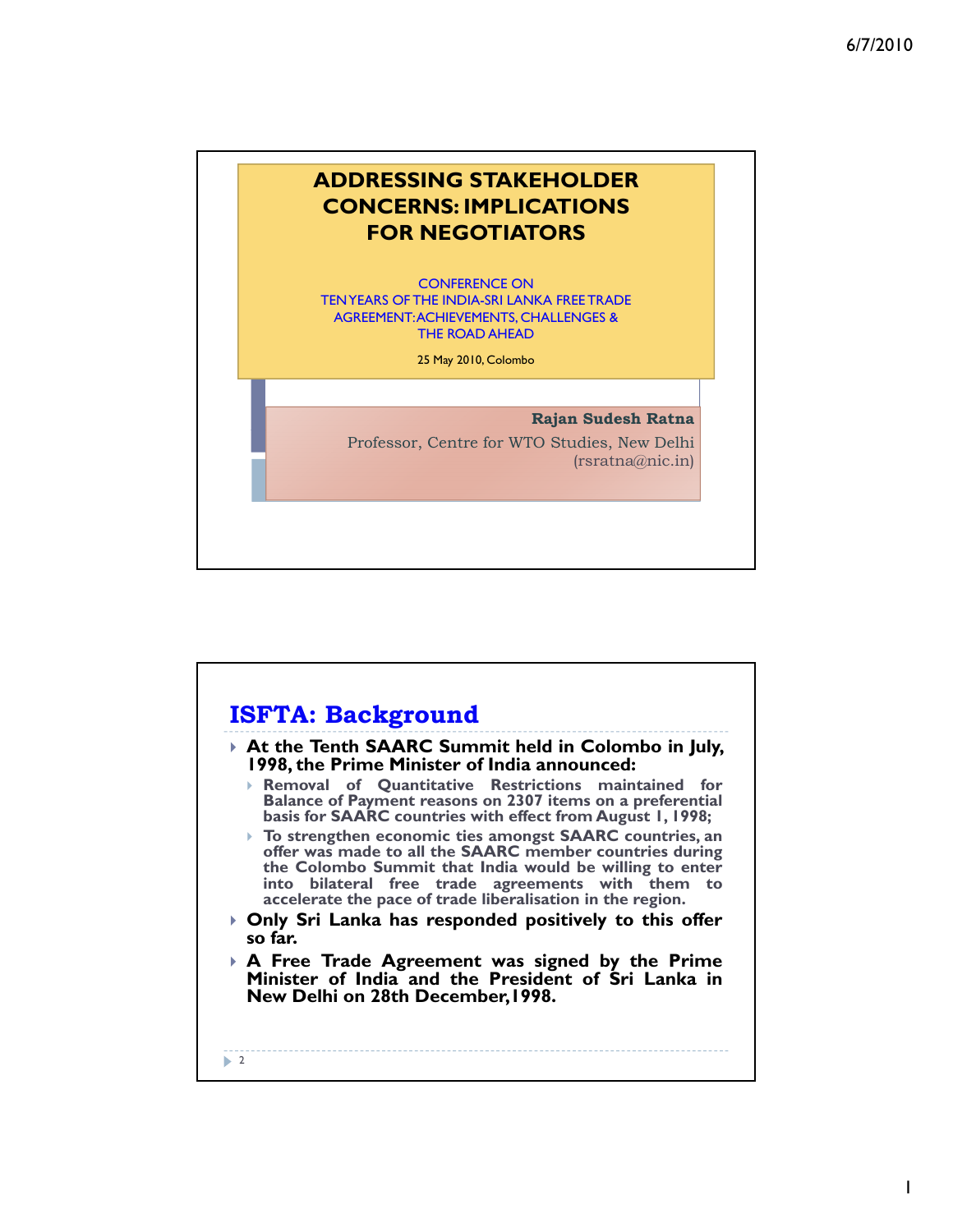# ADDRESSING STAKEHOLDER CONCERNS: IMPLICATIONS FOR NEGOTIATORS

CONFERENCE ON
TEN YEARS OF THE INDIA-SRI LANKA FREE TRADE AGREEMENT: ACHIEVEMENTS, CHALLENGES & THE ROAD AHEAD

25 May 2010, Colombo

**Rajan Sudesh Ratna**

Professor, Centre for WTO Studies, New Delhi
(rsratna@nic.in)

## ISFTA: Background

- **At the Tenth SAARC Summit held in Colombo in July, 1998, the Prime Minister of India announced:**
  - **Removal of Quantitative Restrictions maintained for Balance of Payment reasons on 2307 items on a preferential basis for SAARC countries with effect from August 1, 1998;**
  - **To strengthen economic ties amongst SAARC countries, an offer was made to all the SAARC member countries during the Colombo Summit that India would be willing to enter into bilateral free trade agreements with them to accelerate the pace of trade liberalisation in the region.**
- **Only Sri Lanka has responded positively to this offer so far.**
- **A Free Trade Agreement was signed by the Prime Minister of India and the President of Sri Lanka in New Delhi on 28th December, 1998.**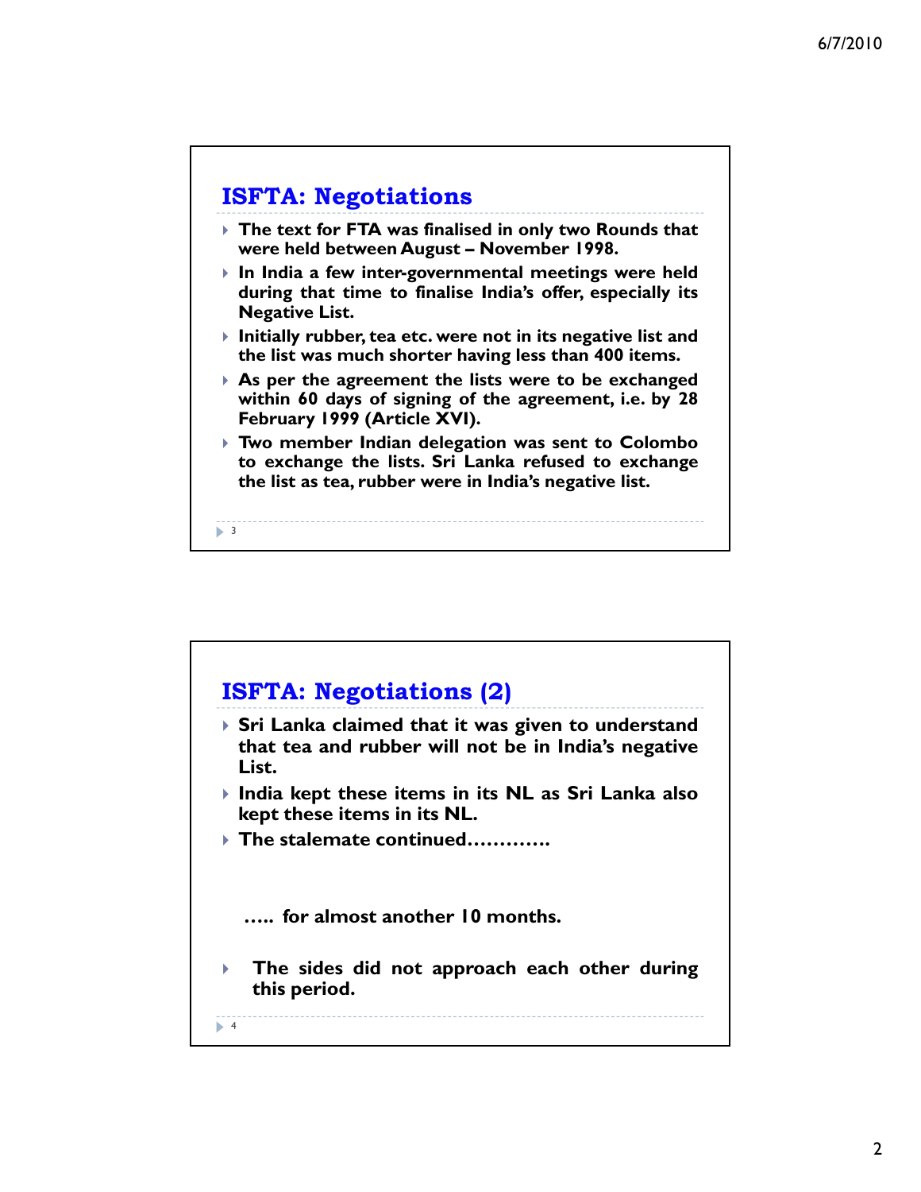## ISFTA: Negotiations

- **The text for FTA was finalised in only two Rounds that were held between August – November 1998.**
- **In India a few inter-governmental meetings were held during that time to finalise India's offer, especially its Negative List.**
- **Initially rubber, tea etc. were not in its negative list and the list was much shorter having less than 400 items.**
- **As per the agreement the lists were to be exchanged within 60 days of signing of the agreement, i.e. by 28 February 1999 (Article XVI).**
- **Two member Indian delegation was sent to Colombo to exchange the lists. Sri Lanka refused to exchange the list as tea, rubber were in India's negative list.**

## ISFTA: Negotiations (2)

- **Sri Lanka claimed that it was given to understand that tea and rubber will not be in India's negative List.**
- **India kept these items in its NL as Sri Lanka also kept these items in its NL.**
- **The stalemate continued…………**

**….. for almost another 10 months.**

- **The sides did not approach each other during this period.**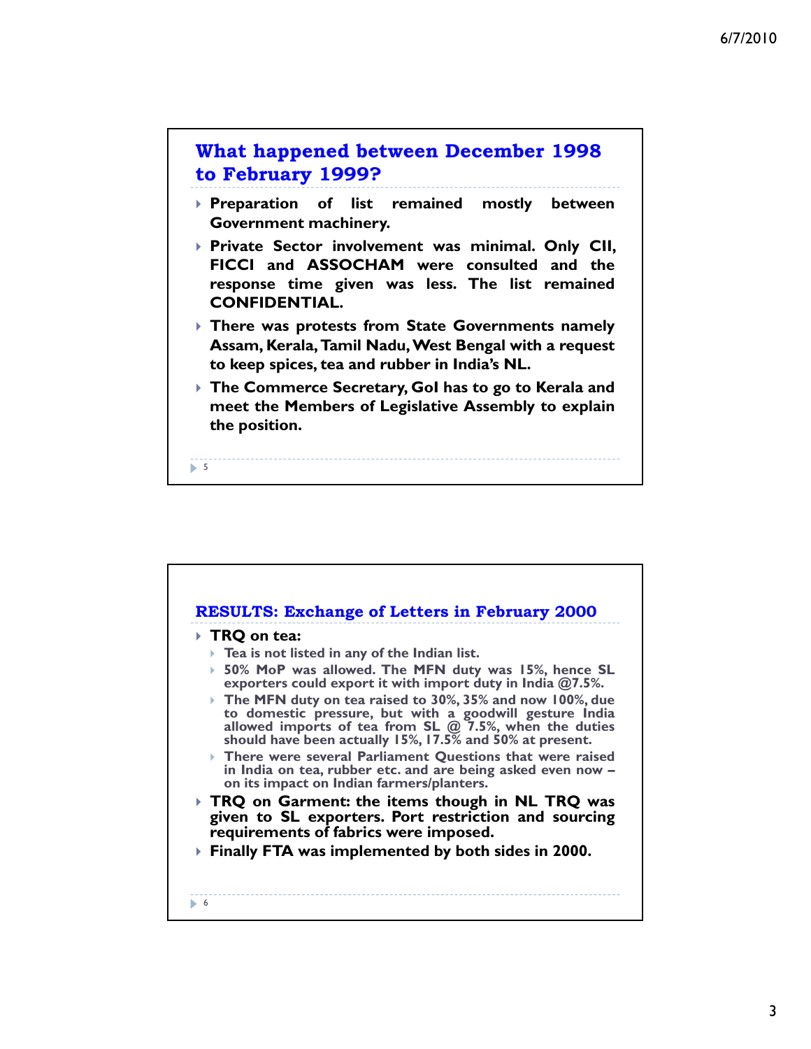## What happened between December 1998 to February 1999?

- **Preparation of list remained mostly between Government machinery.**
- **Private Sector involvement was minimal. Only CII, FICCI and ASSOCHAM were consulted and the response time given was less. The list remained CONFIDENTIAL.**
- **There was protests from State Governments namely Assam, Kerala, Tamil Nadu, West Bengal with a request to keep spices, tea and rubber in India's NL.**
- **The Commerce Secretary, GoI has to go to Kerala and meet the Members of Legislative Assembly to explain the position.**

## RESULTS: Exchange of Letters in February 2000

- **TRQ on tea:**
  - **Tea is not listed in any of the Indian list.**
  - **50% MoP was allowed. The MFN duty was 15%, hence SL exporters could export it with import duty in India @7.5%.**
  - **The MFN duty on tea raised to 30%, 35% and now 100%, due to domestic pressure, but with a goodwill gesture India allowed imports of tea from SL @ 7.5%, when the duties should have been actually 15%, 17.5% and 50% at present.**
  - **There were several Parliament Questions that were raised in India on tea, rubber etc. and are being asked even now – on its impact on Indian farmers/planters.**
- **TRQ on Garment: the items though in NL TRQ was given to SL exporters. Port restriction and sourcing requirements of fabrics were imposed.**
- **Finally FTA was implemented by both sides in 2000.**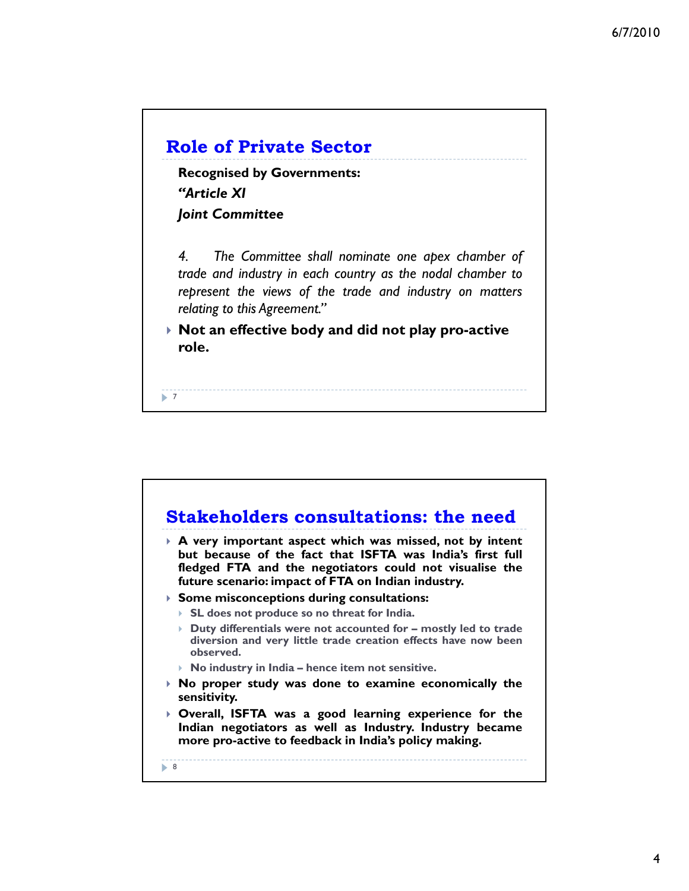## Role of Private Sector

**Recognised by Governments:**

***"Article XI***

***Joint Committee***

*4. The Committee shall nominate one apex chamber of trade and industry in each country as the nodal chamber to represent the views of the trade and industry on matters relating to this Agreement."*

- **Not an effective body and did not play pro-active role.**

## Stakeholders consultations: the need

- **A very important aspect which was missed, not by intent but because of the fact that ISFTA was India's first full fledged FTA and the negotiators could not visualise the future scenario: impact of FTA on Indian industry.**
- **Some misconceptions during consultations:**
  - **SL does not produce so no threat for India.**
  - **Duty differentials were not accounted for – mostly led to trade diversion and very little trade creation effects have now been observed.**
  - **No industry in India – hence item not sensitive.**
- **No proper study was done to examine economically the sensitivity.**
- **Overall, ISFTA was a good learning experience for the Indian negotiators as well as Industry. Industry became more pro-active to feedback in India's policy making.**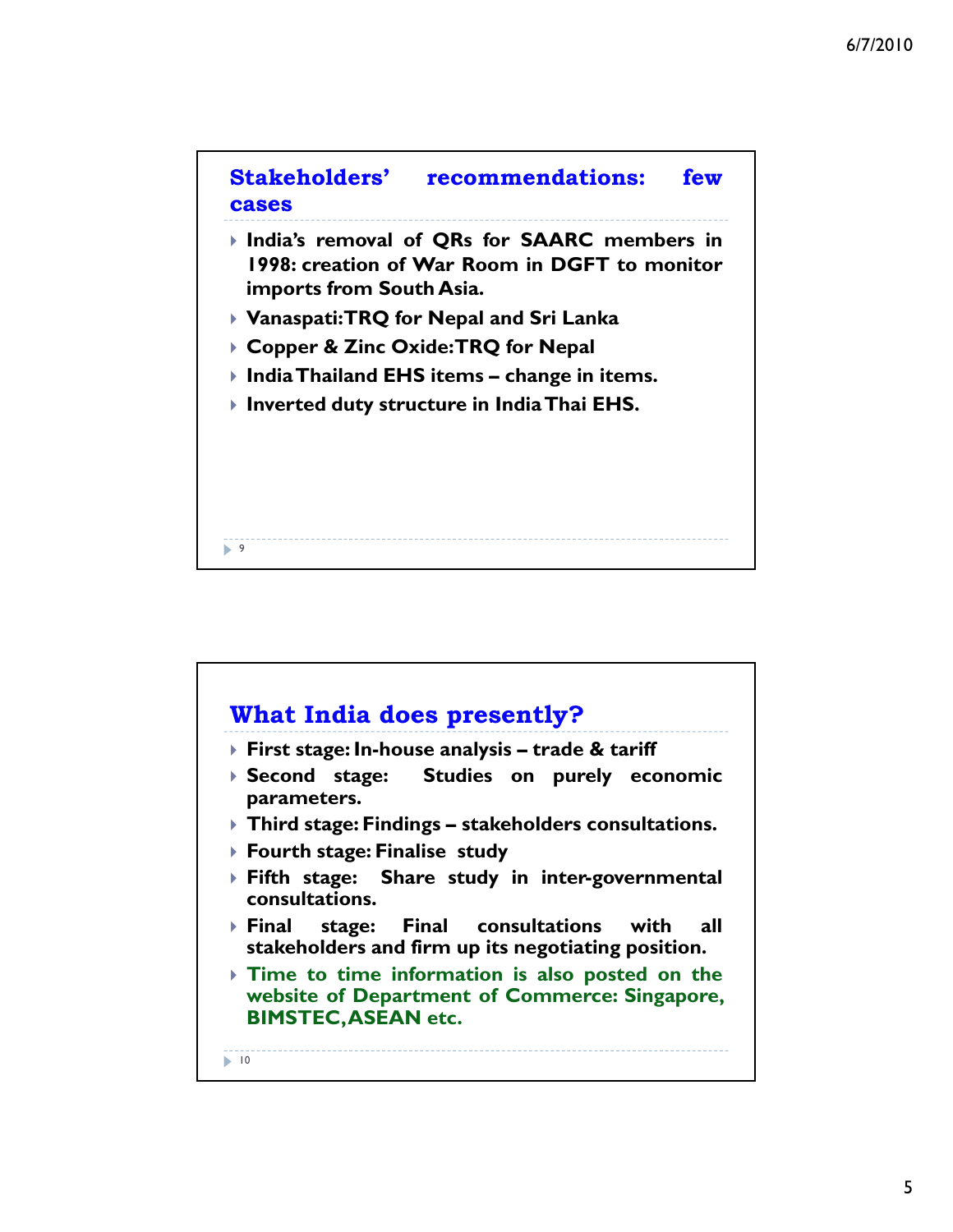## Stakeholders' recommendations: few cases

- India's removal of QRs for SAARC members in 1998: creation of War Room in DGFT to monitor imports from South Asia.
- Vanaspati: TRQ for Nepal and Sri Lanka
- Copper & Zinc Oxide: TRQ for Nepal
- India Thailand EHS items – change in items.
- Inverted duty structure in India Thai EHS.

## What India does presently?

- First stage: In-house analysis – trade & tariff
- Second stage: Studies on purely economic parameters.
- Third stage: Findings – stakeholders consultations.
- Fourth stage: Finalise study
- Fifth stage: Share study in inter-governmental consultations.
- Final stage: Final consultations with all stakeholders and firm up its negotiating position.
- Time to time information is also posted on the website of Department of Commerce: Singapore, BIMSTEC, ASEAN etc.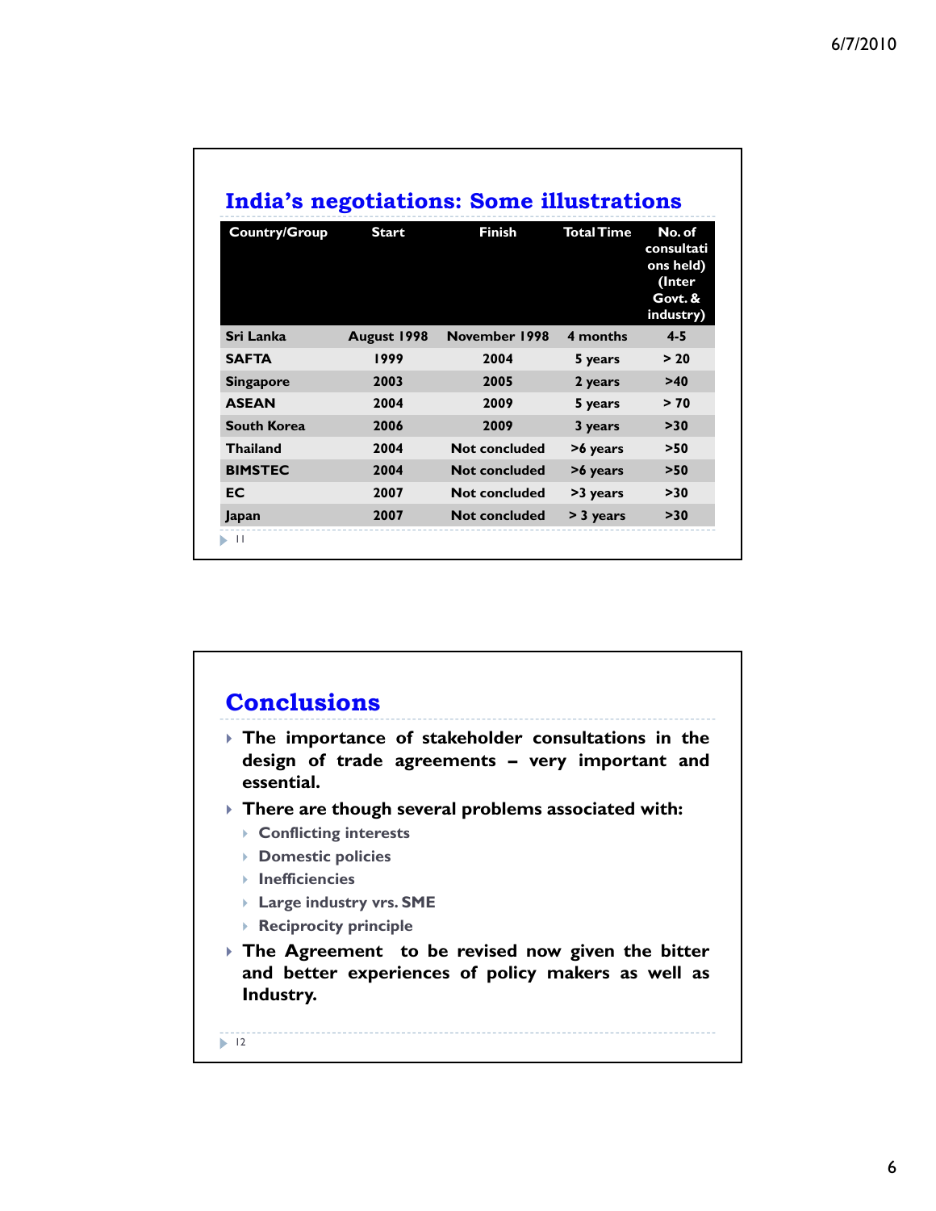## India's negotiations: Some illustrations

| Country/Group | Start | Finish | Total Time | No. of consultations held) (Inter Govt. & industry) |
|---|---|---|---|---|
| Sri Lanka | August 1998 | November 1998 | 4 months | 4-5 |
| SAFTA | 1999 | 2004 | 5 years | > 20 |
| Singapore | 2003 | 2005 | 2 years | >40 |
| ASEAN | 2004 | 2009 | 5 years | > 70 |
| South Korea | 2006 | 2009 | 3 years | >30 |
| Thailand | 2004 | Not concluded | >6 years | >50 |
| BIMSTEC | 2004 | Not concluded | >6 years | >50 |
| EC | 2007 | Not concluded | >3 years | >30 |
| Japan | 2007 | Not concluded | > 3 years | >30 |

## Conclusions

- The importance of stakeholder consultations in the design of trade agreements – very important and essential.
- There are though several problems associated with:
  - Conflicting interests
  - Domestic policies
  - Inefficiencies
  - Large industry vrs. SME
  - Reciprocity principle
- The Agreement to be revised now given the bitter and better experiences of policy makers as well as Industry.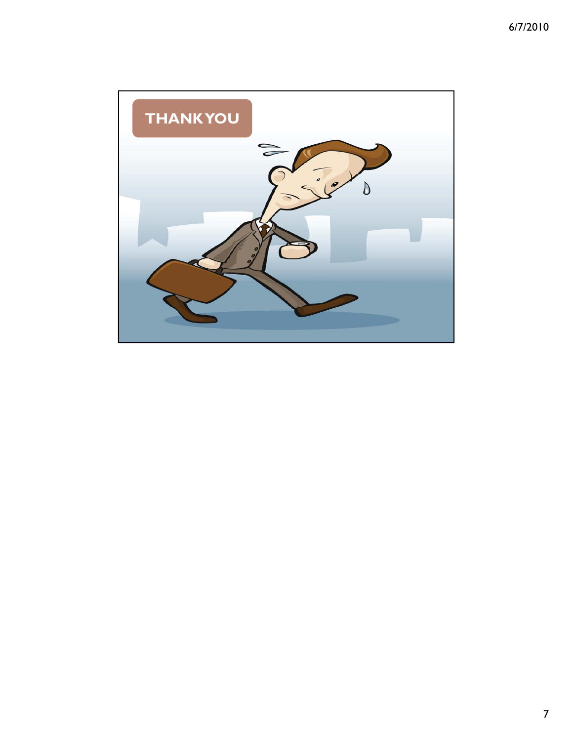THANK YOU